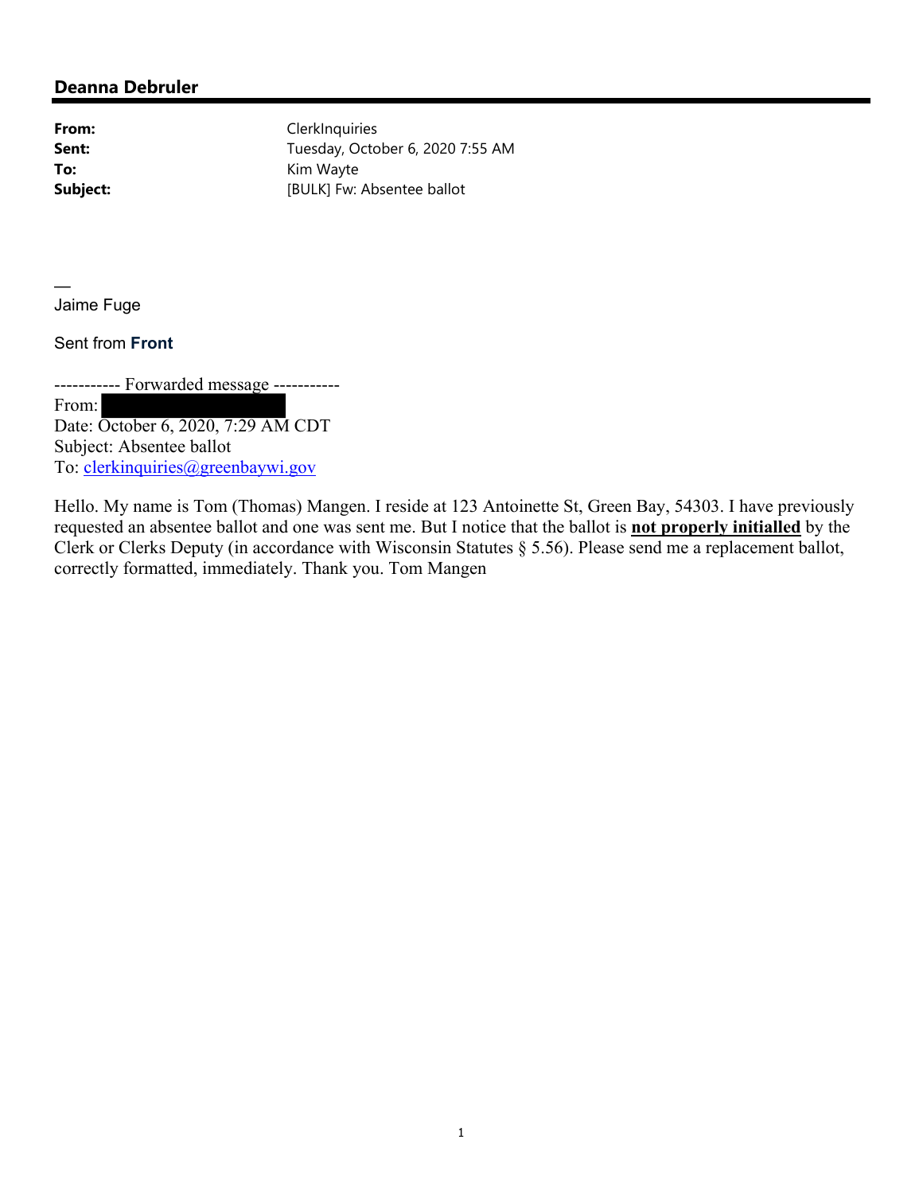## Deanna Debruler

**From:** ClerkInquiries
**Sent:** Tuesday, October 6, 2020 7:55 AM
**To:** Kim Wayte
**Subject:** [BULK] Fw: Absentee ballot

—
Jaime Fuge

Sent from **Front**

----------- Forwarded message -----------
From: [REDACTED]
Date: October 6, 2020, 7:29 AM CDT
Subject: Absentee ballot
To: clerkinquiries@greenbaywi.gov

Hello. My name is Tom (Thomas) Mangen. I reside at 123 Antoinette St, Green Bay, 54303. I have previously requested an absentee ballot and one was sent me. But I notice that the ballot is **not properly initialled** by the Clerk or Clerks Deputy (in accordance with Wisconsin Statutes § 5.56). Please send me a replacement ballot, correctly formatted, immediately. Thank you. Tom Mangen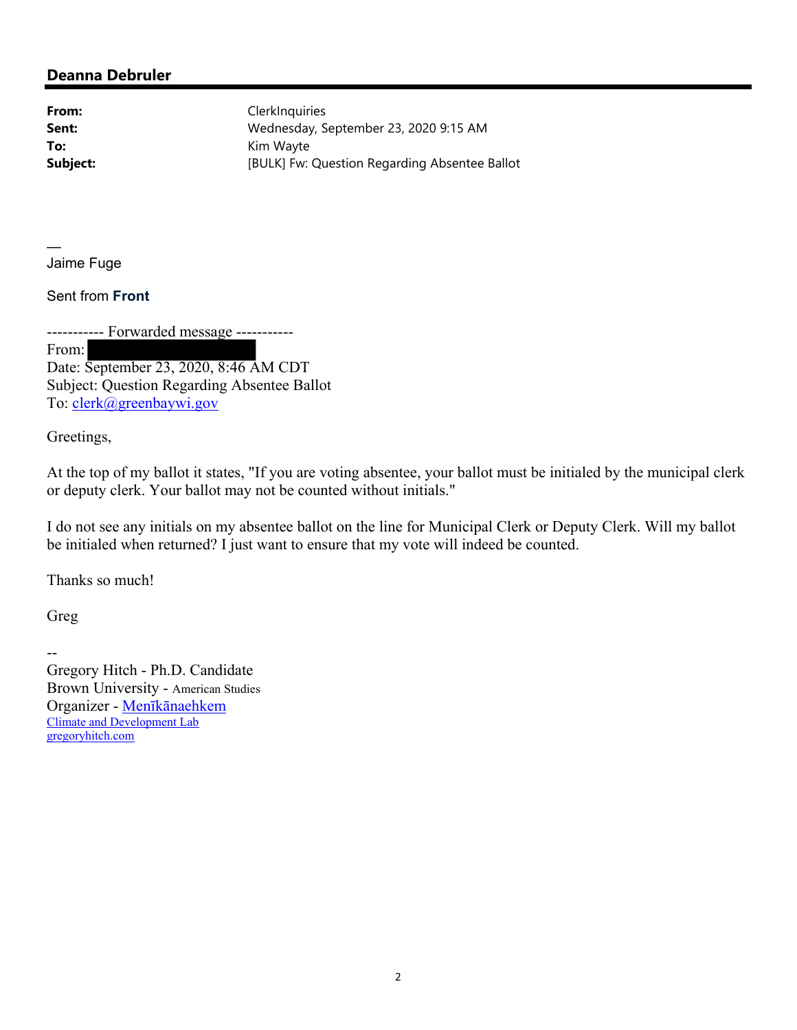## Deanna Debruler

| | |
|---|---|
| **From:** | ClerkInquiries |
| **Sent:** | Wednesday, September 23, 2020 9:15 AM |
| **To:** | Kim Wayte |
| **Subject:** | [BULK] Fw: Question Regarding Absentee Ballot |

—
Jaime Fuge

Sent from **Front**

----------- Forwarded message -----------
From: 
Date: September 23, 2020, 8:46 AM CDT
Subject: Question Regarding Absentee Ballot
To: clerk@greenbaywi.gov

Greetings,

At the top of my ballot it states, "If you are voting absentee, your ballot must be initialed by the municipal clerk or deputy clerk. Your ballot may not be counted without initials."

I do not see any initials on my absentee ballot on the line for Municipal Clerk or Deputy Clerk. Will my ballot be initialed when returned? I just want to ensure that my vote will indeed be counted.

Thanks so much!

Greg

--
Gregory Hitch - Ph.D. Candidate
Brown University - American Studies
Organizer - Menīkānaehkem
Climate and Development Lab
gregoryhitch.com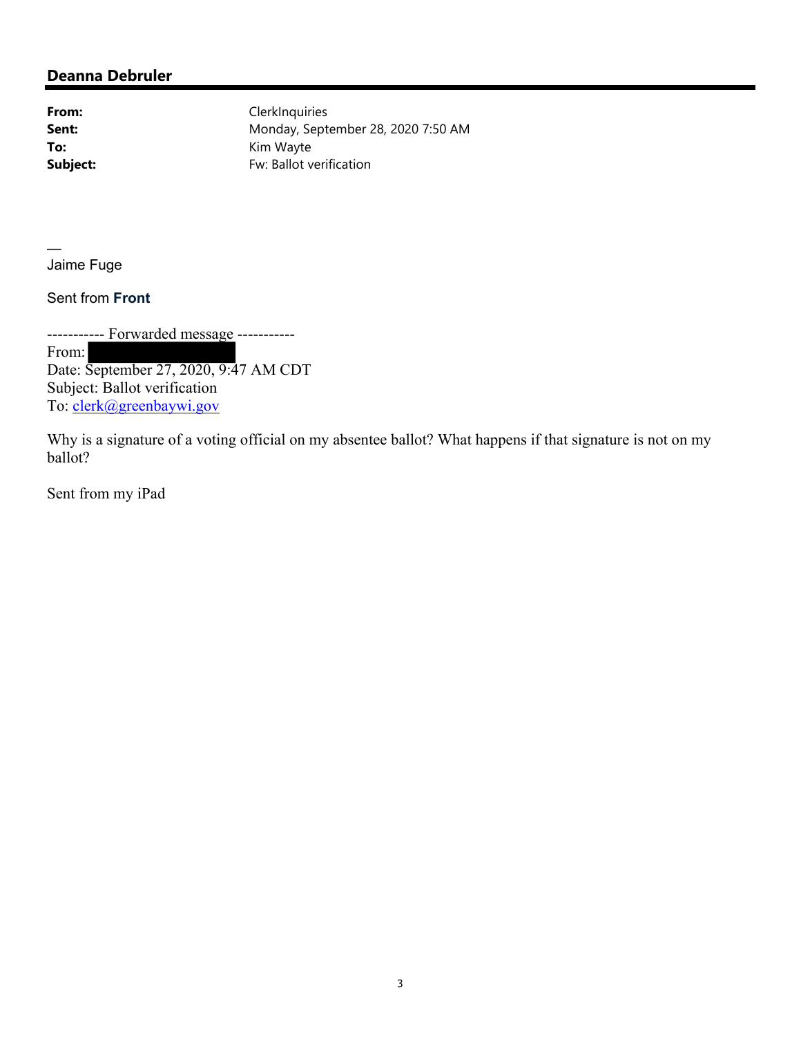## Deanna Debruler

| | |
|---|---|
| **From:** | ClerkInquiries |
| **Sent:** | Monday, September 28, 2020 7:50 AM |
| **To:** | Kim Wayte |
| **Subject:** | Fw: Ballot verification |

—
Jaime Fuge

Sent from **Front**

----------- Forwarded message -----------
From: ██████████
Date: September 27, 2020, 9:47 AM CDT
Subject: Ballot verification
To: clerk@greenbaywi.gov

Why is a signature of a voting official on my absentee ballot? What happens if that signature is not on my ballot?

Sent from my iPad